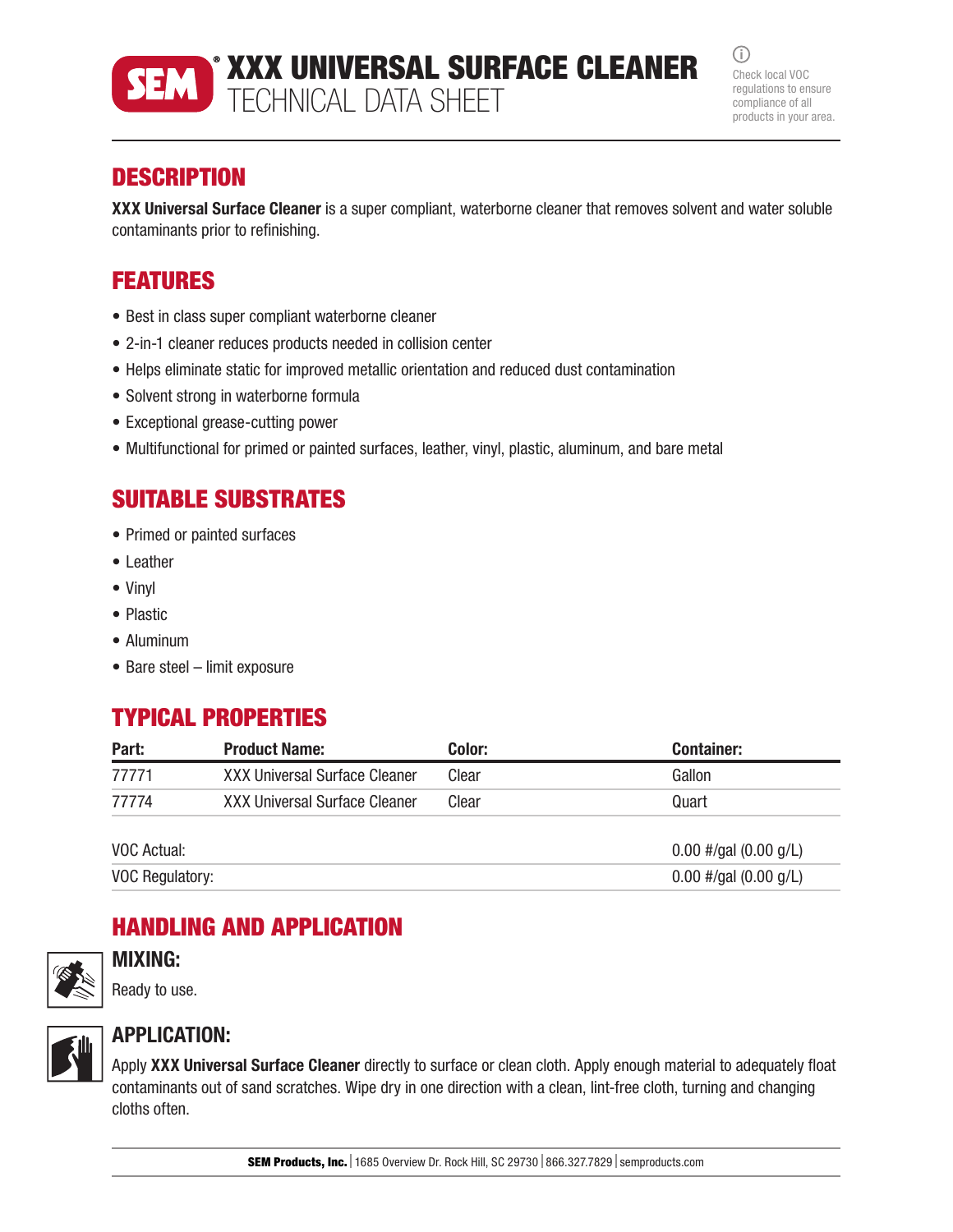# XXX UNIVERSAL SURFACE CLEANER
## TECHNICAL DATA SHEET

Check local VOC regulations to ensure compliance of all products in your area.

## DESCRIPTION

**XXX Universal Surface Cleaner** is a super compliant, waterborne cleaner that removes solvent and water soluble contaminants prior to refinishing.

## FEATURES

- Best in class super compliant waterborne cleaner
- 2-in-1 cleaner reduces products needed in collision center
- Helps eliminate static for improved metallic orientation and reduced dust contamination
- Solvent strong in waterborne formula
- Exceptional grease-cutting power
- Multifunctional for primed or painted surfaces, leather, vinyl, plastic, aluminum, and bare metal

## SUITABLE SUBSTRATES

- Primed or painted surfaces
- Leather
- Vinyl
- Plastic
- Aluminum
- Bare steel – limit exposure

## TYPICAL PROPERTIES

| Part: | Product Name: | Color: | Container: |
|---|---|---|---|
| 77771 | XXX Universal Surface Cleaner | Clear | Gallon |
| 77774 | XXX Universal Surface Cleaner | Clear | Quart |

| | |
|---|---|
| VOC Actual: | 0.00 #/gal (0.00 g/L) |
| VOC Regulatory: | 0.00 #/gal (0.00 g/L) |

## HANDLING AND APPLICATION

### MIXING:

Ready to use.

### APPLICATION:

Apply **XXX Universal Surface Cleaner** directly to surface or clean cloth. Apply enough material to adequately float contaminants out of sand scratches. Wipe dry in one direction with a clean, lint-free cloth, turning and changing cloths often.

**SEM Products, Inc.** | 1685 Overview Dr. Rock Hill, SC 29730 | 866.327.7829 | semproducts.com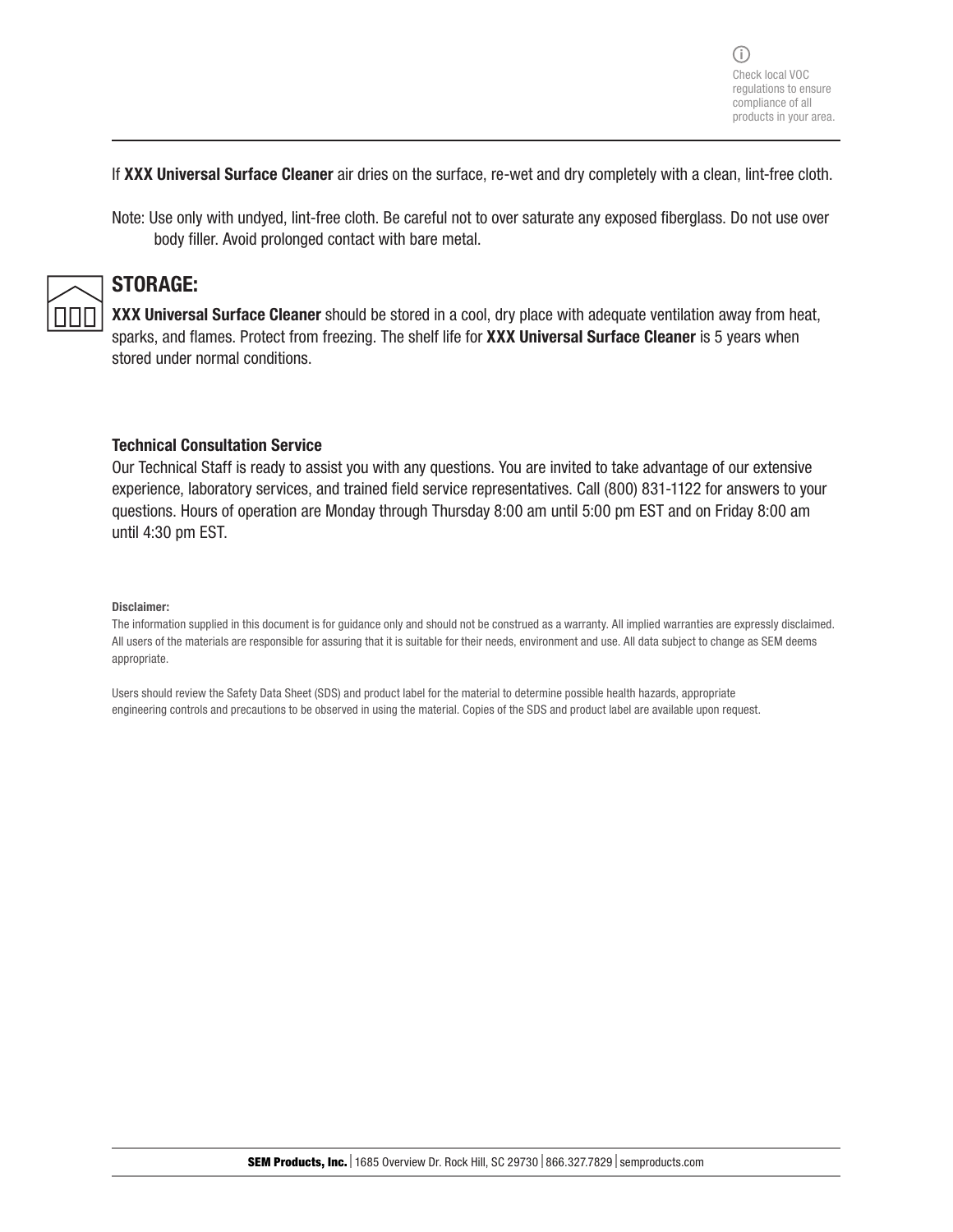Check local VOC regulations to ensure compliance of all products in your area.

If **XXX Universal Surface Cleaner** air dries on the surface, re-wet and dry completely with a clean, lint-free cloth.

Note: Use only with undyed, lint-free cloth. Be careful not to over saturate any exposed fiberglass. Do not use over body filler. Avoid prolonged contact with bare metal.

## STORAGE:

**XXX Universal Surface Cleaner** should be stored in a cool, dry place with adequate ventilation away from heat, sparks, and flames. Protect from freezing. The shelf life for **XXX Universal Surface Cleaner** is 5 years when stored under normal conditions.

### Technical Consultation Service

Our Technical Staff is ready to assist you with any questions. You are invited to take advantage of our extensive experience, laboratory services, and trained field service representatives. Call (800) 831-1122 for answers to your questions. Hours of operation are Monday through Thursday 8:00 am until 5:00 pm EST and on Friday 8:00 am until 4:30 pm EST.

**Disclaimer:**

The information supplied in this document is for guidance only and should not be construed as a warranty. All implied warranties are expressly disclaimed. All users of the materials are responsible for assuring that it is suitable for their needs, environment and use. All data subject to change as SEM deems appropriate.

Users should review the Safety Data Sheet (SDS) and product label for the material to determine possible health hazards, appropriate engineering controls and precautions to be observed in using the material. Copies of the SDS and product label are available upon request.

**SEM Products, Inc.** | 1685 Overview Dr. Rock Hill, SC 29730 | 866.327.7829 | semproducts.com